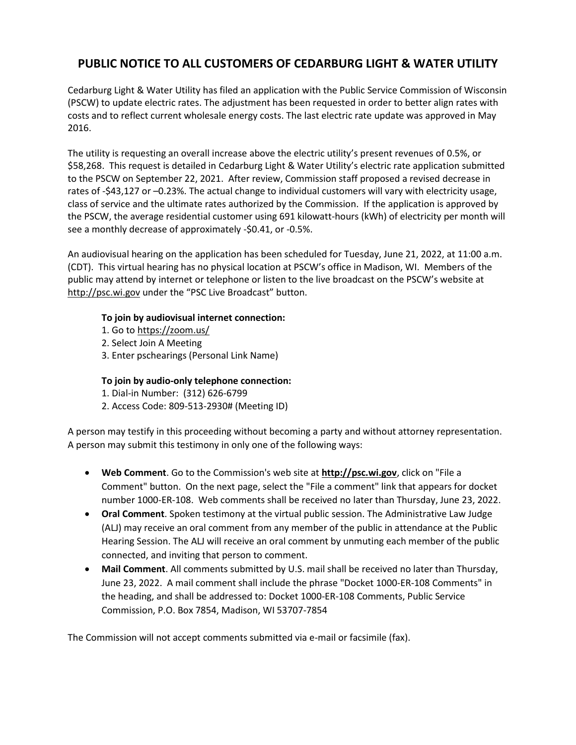# PUBLIC NOTICE TO ALL CUSTOMERS OF CEDARBURG LIGHT & WATER UTILITY

Cedarburg Light & Water Utility has filed an application with the Public Service Commission of Wisconsin (PSCW) to update electric rates. The adjustment has been requested in order to better align rates with costs and to reflect current wholesale energy costs. The last electric rate update was approved in May 2016.

The utility is requesting an overall increase above the electric utility's present revenues of 0.5%, or $58,268. This request is detailed in Cedarburg Light & Water Utility's electric rate application submitted to the PSCW on September 22, 2021. After review, Commission staff proposed a revised decrease in rates of -$43,127 or –0.23%. The actual change to individual customers will vary with electricity usage, class of service and the ultimate rates authorized by the Commission. If the application is approved by the PSCW, the average residential customer using 691 kilowatt-hours (kWh) of electricity per month will see a monthly decrease of approximately -$0.41, or -0.5%.

An audiovisual hearing on the application has been scheduled for Tuesday, June 21, 2022, at 11:00 a.m. (CDT). This virtual hearing has no physical location at PSCW's office in Madison, WI. Members of the public may attend by internet or telephone or listen to the live broadcast on the PSCW's website at http://psc.wi.gov under the "PSC Live Broadcast" button.

**To join by audiovisual internet connection:**

1. Go to https://zoom.us/
2. Select Join A Meeting
3. Enter pschearings (Personal Link Name)

**To join by audio-only telephone connection:**

1. Dial-in Number: (312) 626-6799
2. Access Code: 809-513-2930# (Meeting ID)

A person may testify in this proceeding without becoming a party and without attorney representation. A person may submit this testimony in only one of the following ways:

- **Web Comment**. Go to the Commission's web site at **http://psc.wi.gov**, click on "File a Comment" button. On the next page, select the "File a comment" link that appears for docket number 1000-ER-108. Web comments shall be received no later than Thursday, June 23, 2022.
- **Oral Comment**. Spoken testimony at the virtual public session. The Administrative Law Judge (ALJ) may receive an oral comment from any member of the public in attendance at the Public Hearing Session. The ALJ will receive an oral comment by unmuting each member of the public connected, and inviting that person to comment.
- **Mail Comment**. All comments submitted by U.S. mail shall be received no later than Thursday, June 23, 2022. A mail comment shall include the phrase "Docket 1000-ER-108 Comments" in the heading, and shall be addressed to: Docket 1000-ER-108 Comments, Public Service Commission, P.O. Box 7854, Madison, WI 53707-7854

The Commission will not accept comments submitted via e-mail or facsimile (fax).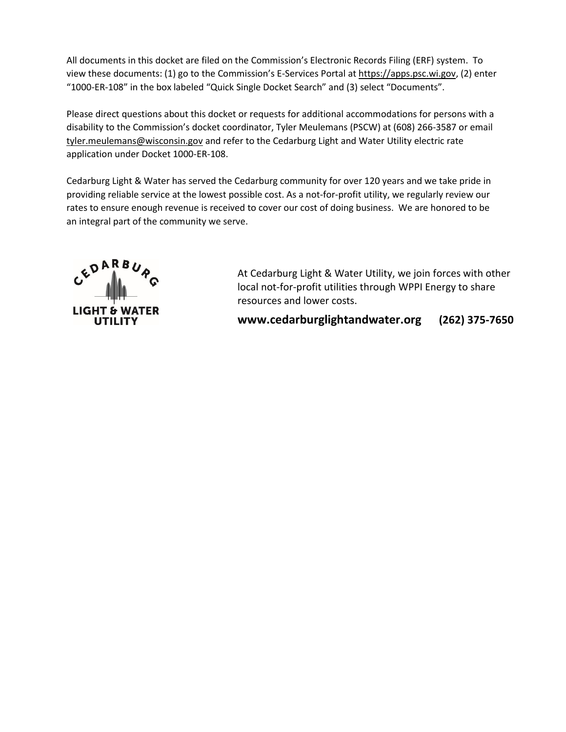All documents in this docket are filed on the Commission's Electronic Records Filing (ERF) system. To view these documents: (1) go to the Commission's E-Services Portal at https://apps.psc.wi.gov, (2) enter "1000-ER-108" in the box labeled "Quick Single Docket Search" and (3) select "Documents".

Please direct questions about this docket or requests for additional accommodations for persons with a disability to the Commission's docket coordinator, Tyler Meulemans (PSCW) at (608) 266-3587 or email tyler.meulemans@wisconsin.gov and refer to the Cedarburg Light and Water Utility electric rate application under Docket 1000-ER-108.

Cedarburg Light & Water has served the Cedarburg community for over 120 years and we take pride in providing reliable service at the lowest possible cost. As a not-for-profit utility, we regularly review our rates to ensure enough revenue is received to cover our cost of doing business. We are honored to be an integral part of the community we serve.

CEDARBURG LIGHT & WATER UTILITY

At Cedarburg Light & Water Utility, we join forces with other local not-for-profit utilities through WPPI Energy to share resources and lower costs.

**www.cedarburglightandwater.org (262) 375-7650**